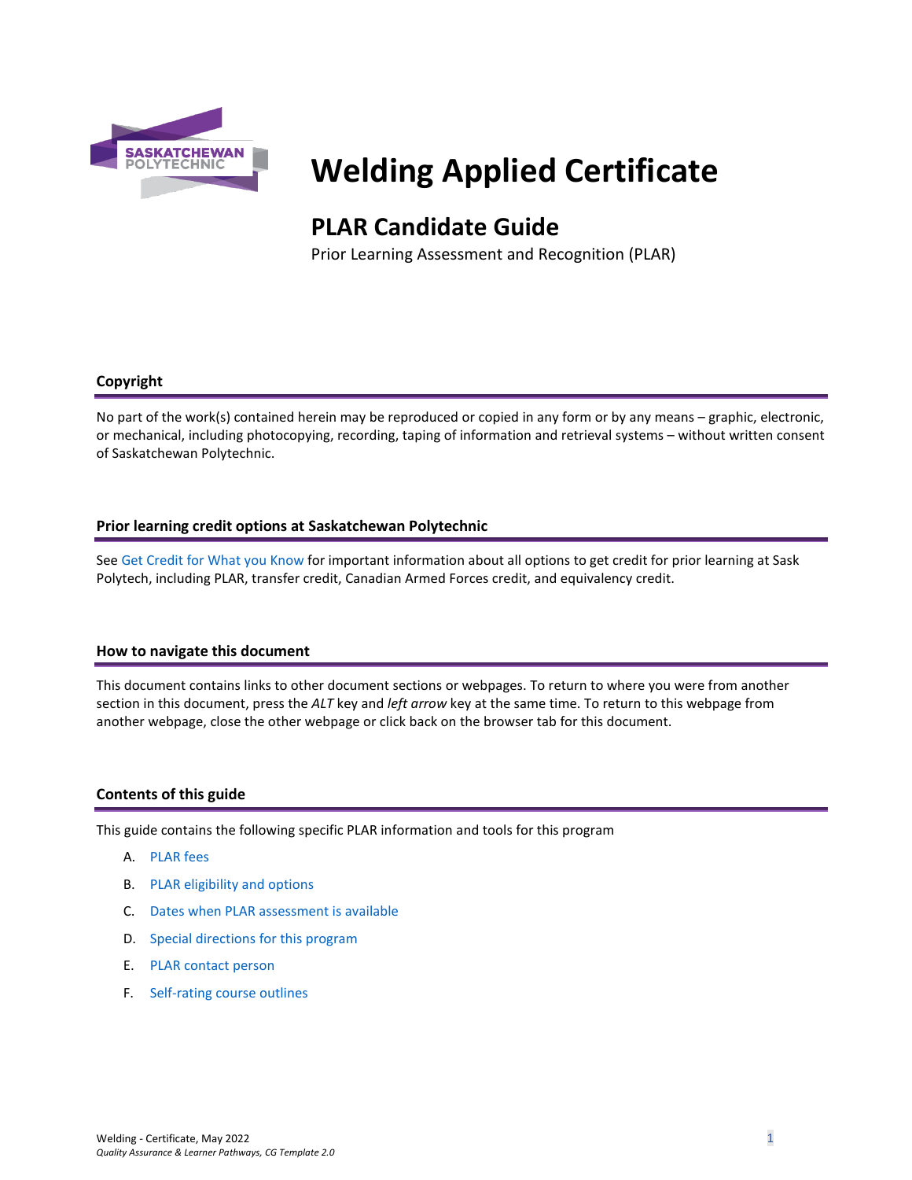# Welding Applied Certificate

## PLAR Candidate Guide

Prior Learning Assessment and Recognition (PLAR)

### Copyright

No part of the work(s) contained herein may be reproduced or copied in any form or by any means – graphic, electronic, or mechanical, including photocopying, recording, taping of information and retrieval systems – without written consent of Saskatchewan Polytechnic.

### Prior learning credit options at Saskatchewan Polytechnic

See Get Credit for What you Know for important information about all options to get credit for prior learning at Sask Polytech, including PLAR, transfer credit, Canadian Armed Forces credit, and equivalency credit.

### How to navigate this document

This document contains links to other document sections or webpages. To return to where you were from another section in this document, press the *ALT* key and *left arrow* key at the same time. To return to this webpage from another webpage, close the other webpage or click back on the browser tab for this document.

### Contents of this guide

This guide contains the following specific PLAR information and tools for this program

A. PLAR fees
B. PLAR eligibility and options
C. Dates when PLAR assessment is available
D. Special directions for this program
E. PLAR contact person
F. Self-rating course outlines

Welding - Certificate, May 2022
*Quality Assurance & Learner Pathways, CG Template 2.0*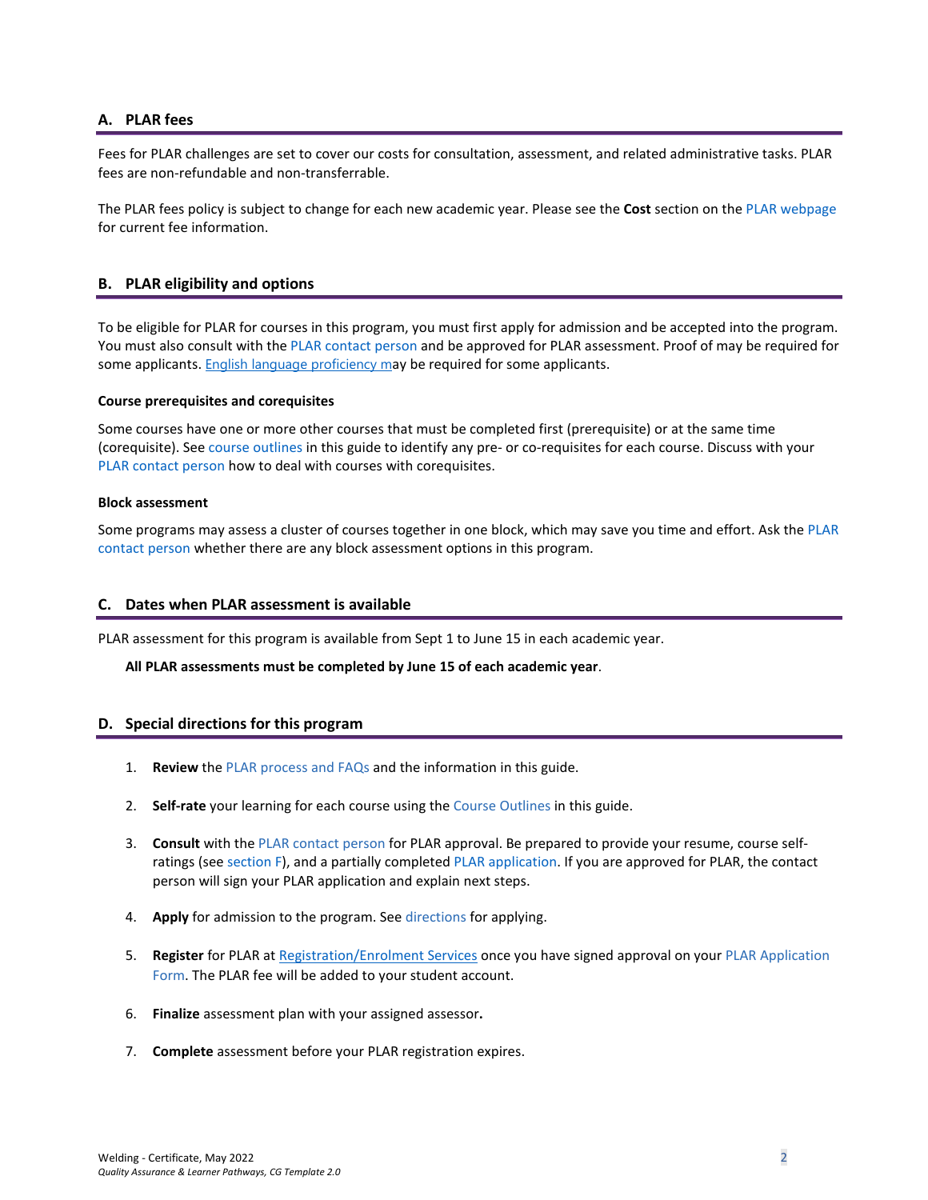## A. PLAR fees

Fees for PLAR challenges are set to cover our costs for consultation, assessment, and related administrative tasks. PLAR fees are non-refundable and non-transferrable.

The PLAR fees policy is subject to change for each new academic year. Please see the **Cost** section on the PLAR webpage for current fee information.

## B. PLAR eligibility and options

To be eligible for PLAR for courses in this program, you must first apply for admission and be accepted into the program. You must also consult with the PLAR contact person and be approved for PLAR assessment. Proof of may be required for some applicants. English language proficiency may be required for some applicants.

### Course prerequisites and corequisites

Some courses have one or more other courses that must be completed first (prerequisite) or at the same time (corequisite). See course outlines in this guide to identify any pre- or co-requisites for each course. Discuss with your PLAR contact person how to deal with courses with corequisites.

### Block assessment

Some programs may assess a cluster of courses together in one block, which may save you time and effort. Ask the PLAR contact person whether there are any block assessment options in this program.

## C. Dates when PLAR assessment is available

PLAR assessment for this program is available from Sept 1 to June 15 in each academic year.

**All PLAR assessments must be completed by June 15 of each academic year**.

## D. Special directions for this program

1. **Review** the PLAR process and FAQs and the information in this guide.
2. **Self-rate** your learning for each course using the Course Outlines in this guide.
3. **Consult** with the PLAR contact person for PLAR approval. Be prepared to provide your resume, course self-ratings (see section F), and a partially completed PLAR application. If you are approved for PLAR, the contact person will sign your PLAR application and explain next steps.
4. **Apply** for admission to the program. See directions for applying.
5. **Register** for PLAR at Registration/Enrolment Services once you have signed approval on your PLAR Application Form. The PLAR fee will be added to your student account.
6. **Finalize** assessment plan with your assigned assessor**.**
7. **Complete** assessment before your PLAR registration expires.

Welding - Certificate, May 2022
*Quality Assurance & Learner Pathways, CG Template 2.0*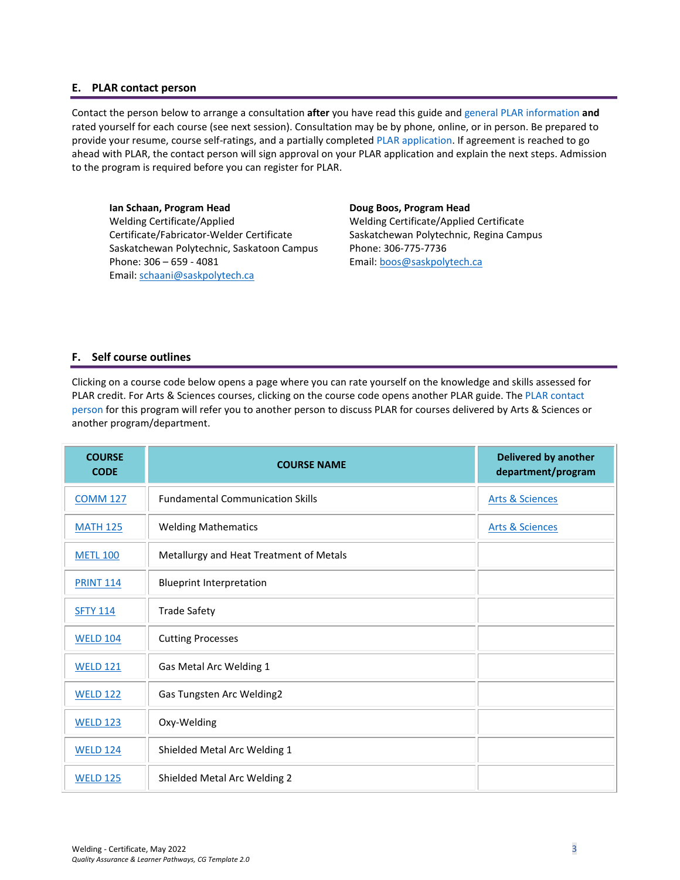## E. PLAR contact person

Contact the person below to arrange a consultation **after** you have read this guide and general PLAR information **and** rated yourself for each course (see next session). Consultation may be by phone, online, or in person. Be prepared to provide your resume, course self-ratings, and a partially completed PLAR application. If agreement is reached to go ahead with PLAR, the contact person will sign approval on your PLAR application and explain the next steps. Admission to the program is required before you can register for PLAR.

**Ian Schaan, Program Head**
Welding Certificate/Applied Certificate/Fabricator-Welder Certificate
Saskatchewan Polytechnic, Saskatoon Campus
Phone: 306 – 659 - 4081
Email: schaani@saskpolytech.ca

**Doug Boos, Program Head**
Welding Certificate/Applied Certificate
Saskatchewan Polytechnic, Regina Campus
Phone: 306-775-7736
Email: boos@saskpolytech.ca

## F. Self course outlines

Clicking on a course code below opens a page where you can rate yourself on the knowledge and skills assessed for PLAR credit. For Arts & Sciences courses, clicking on the course code opens another PLAR guide. The PLAR contact person for this program will refer you to another person to discuss PLAR for courses delivered by Arts & Sciences or another program/department.

| COURSE CODE | COURSE NAME | Delivered by another department/program |
|---|---|---|
| COMM 127 | Fundamental Communication Skills | Arts & Sciences |
| MATH 125 | Welding Mathematics | Arts & Sciences |
| METL 100 | Metallurgy and Heat Treatment of Metals | |
| PRINT 114 | Blueprint Interpretation | |
| SFTY 114 | Trade Safety | |
| WELD 104 | Cutting Processes | |
| WELD 121 | Gas Metal Arc Welding 1 | |
| WELD 122 | Gas Tungsten Arc Welding2 | |
| WELD 123 | Oxy-Welding | |
| WELD 124 | Shielded Metal Arc Welding 1 | |
| WELD 125 | Shielded Metal Arc Welding 2 | |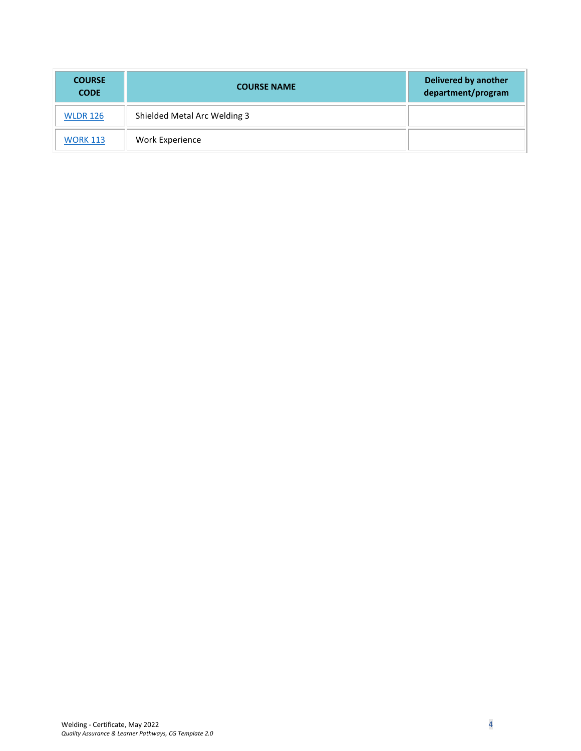| COURSE CODE | COURSE NAME | Delivered by another department/program |
| --- | --- | --- |
| WLDR 126 | Shielded Metal Arc Welding 3 | |
| WORK 113 | Work Experience | |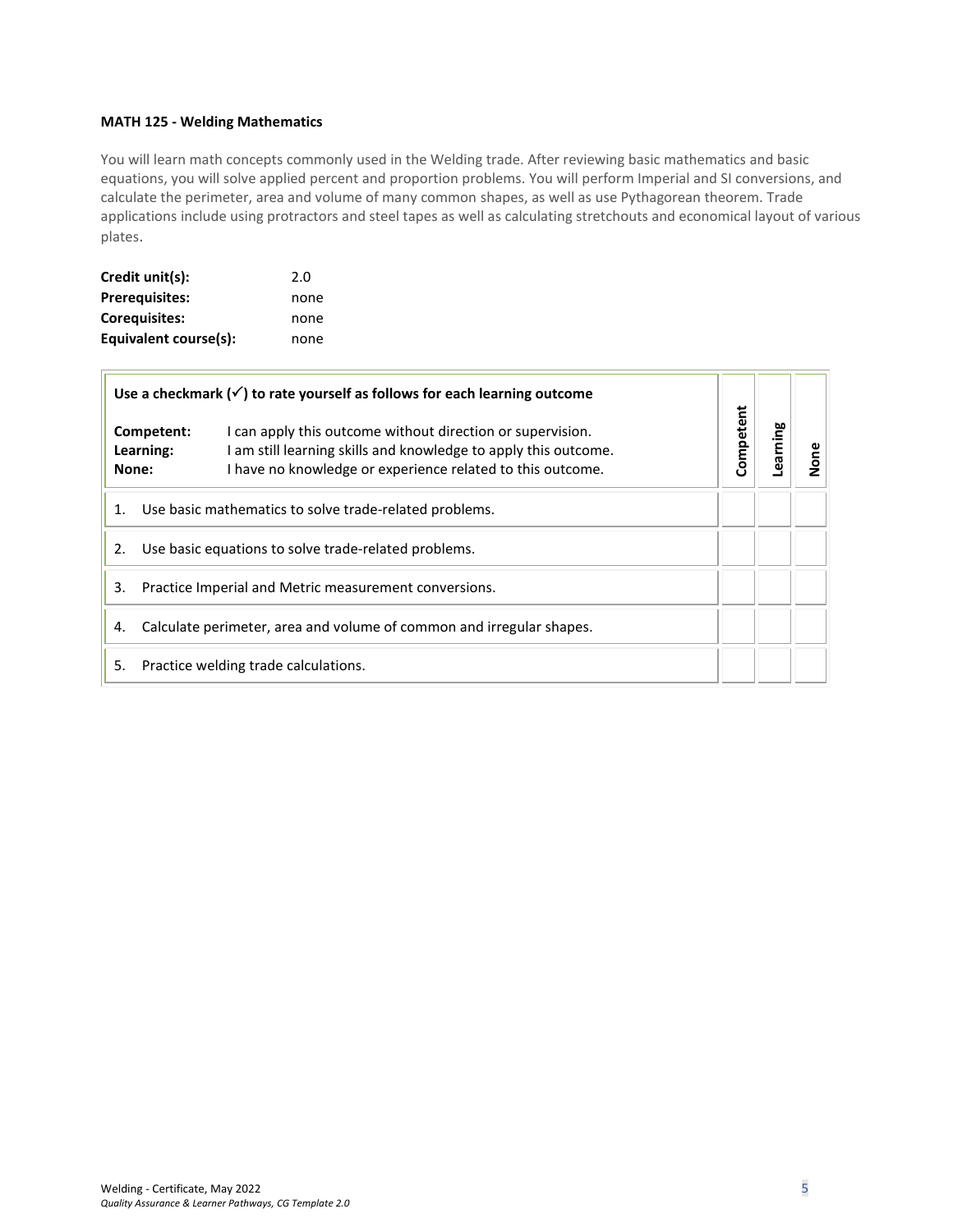**MATH 125 - Welding Mathematics**

You will learn math concepts commonly used in the Welding trade. After reviewing basic mathematics and basic equations, you will solve applied percent and proportion problems. You will perform Imperial and SI conversions, and calculate the perimeter, area and volume of many common shapes, as well as use Pythagorean theorem. Trade applications include using protractors and steel tapes as well as calculating stretchouts and economical layout of various plates.

| | |
|---|---|
| **Credit unit(s):** | 2.0 |
| **Prerequisites:** | none |
| **Corequisites:** | none |
| **Equivalent course(s):** | none |

| **Use a checkmark (✓) to rate yourself as follows for each learning outcome**<br>**Competent:** I can apply this outcome without direction or supervision.<br>**Learning:** I am still learning skills and knowledge to apply this outcome.<br>**None:** I have no knowledge or experience related to this outcome. | **Competent** | **Learning** | **None** |
|---|---|---|---|
| 1. Use basic mathematics to solve trade-related problems. | | | |
| 2. Use basic equations to solve trade-related problems. | | | |
| 3. Practice Imperial and Metric measurement conversions. | | | |
| 4. Calculate perimeter, area and volume of common and irregular shapes. | | | |
| 5. Practice welding trade calculations. | | | |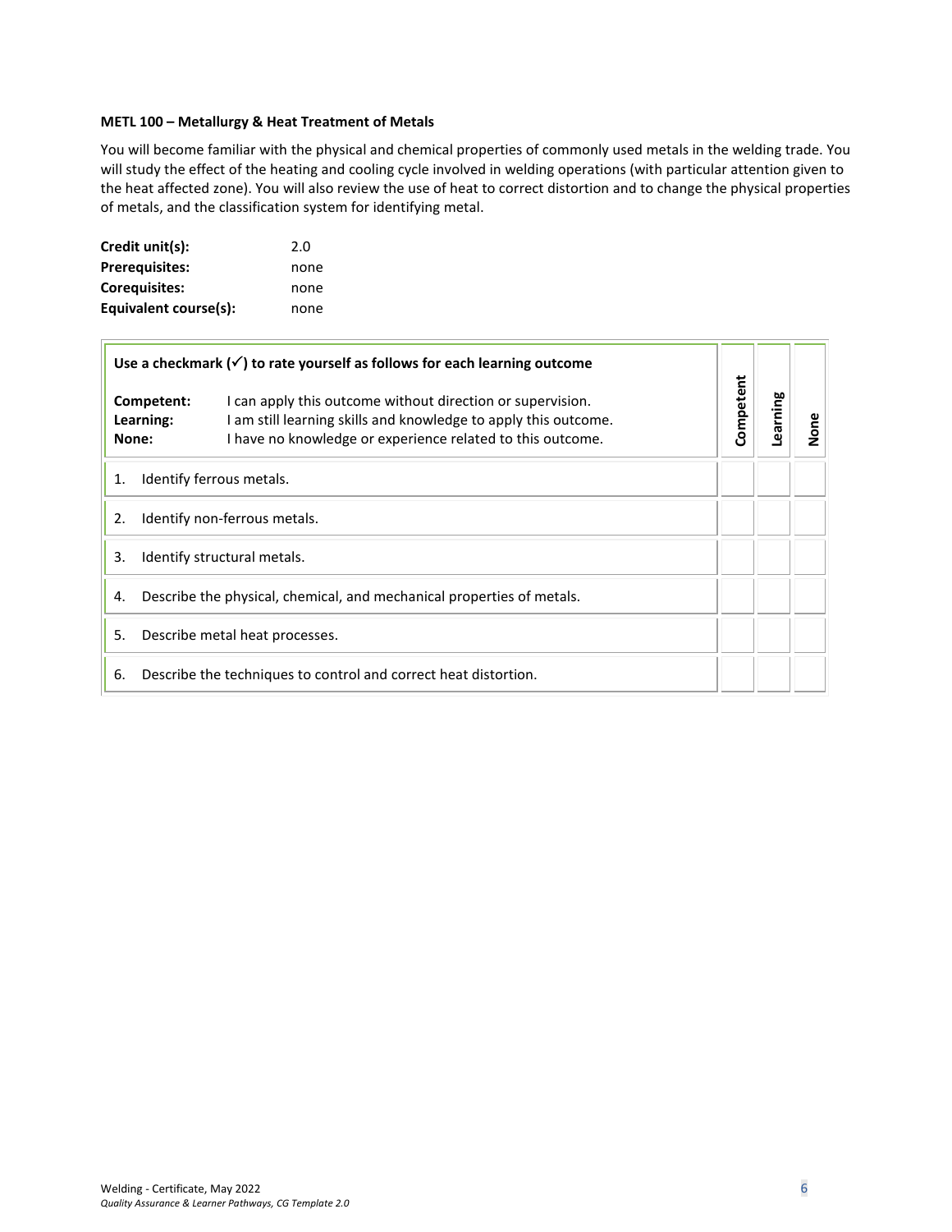**METL 100 – Metallurgy & Heat Treatment of Metals**

You will become familiar with the physical and chemical properties of commonly used metals in the welding trade. You will study the effect of the heating and cooling cycle involved in welding operations (with particular attention given to the heat affected zone). You will also review the use of heat to correct distortion and to change the physical properties of metals, and the classification system for identifying metal.

| | |
|---|---|
| **Credit unit(s):** | 2.0 |
| **Prerequisites:** | none |
| **Corequisites:** | none |
| **Equivalent course(s):** | none |

| **Use a checkmark (✓) to rate yourself as follows for each learning outcome**<br><br>**Competent:** I can apply this outcome without direction or supervision.<br>**Learning:** I am still learning skills and knowledge to apply this outcome.<br>**None:** I have no knowledge or experience related to this outcome. | **Competent** | **Learning** | **None** |
|---|---|---|---|
| 1. Identify ferrous metals. | | | |
| 2. Identify non-ferrous metals. | | | |
| 3. Identify structural metals. | | | |
| 4. Describe the physical, chemical, and mechanical properties of metals. | | | |
| 5. Describe metal heat processes. | | | |
| 6. Describe the techniques to control and correct heat distortion. | | | |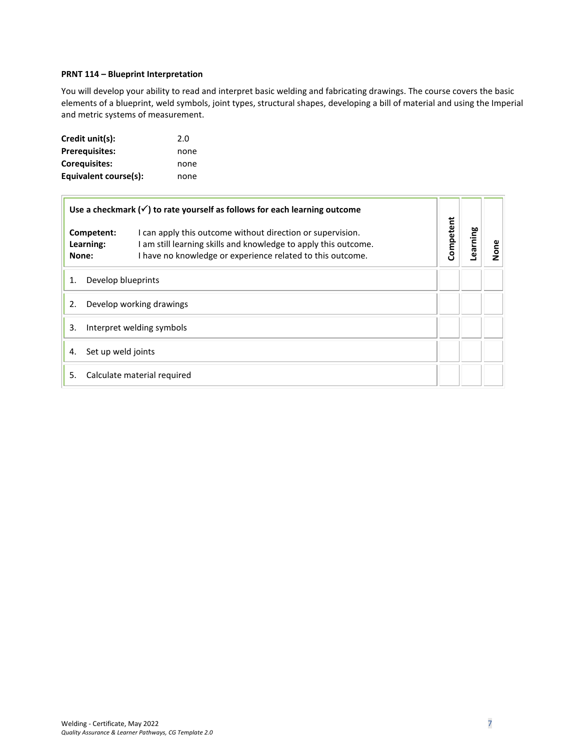**PRNT 114 – Blueprint Interpretation**

You will develop your ability to read and interpret basic welding and fabricating drawings. The course covers the basic elements of a blueprint, weld symbols, joint types, structural shapes, developing a bill of material and using the Imperial and metric systems of measurement.

| | |
|---|---|
| **Credit unit(s):** | 2.0 |
| **Prerequisites:** | none |
| **Corequisites:** | none |
| **Equivalent course(s):** | none |

| **Use a checkmark (✓) to rate yourself as follows for each learning outcome**<br><br>**Competent:** I can apply this outcome without direction or supervision.<br>**Learning:** I am still learning skills and knowledge to apply this outcome.<br>**None:** I have no knowledge or experience related to this outcome. | Competent | Learning | None |
|---|---|---|---|
| 1. Develop blueprints | | | |
| 2. Develop working drawings | | | |
| 3. Interpret welding symbols | | | |
| 4. Set up weld joints | | | |
| 5. Calculate material required | | | |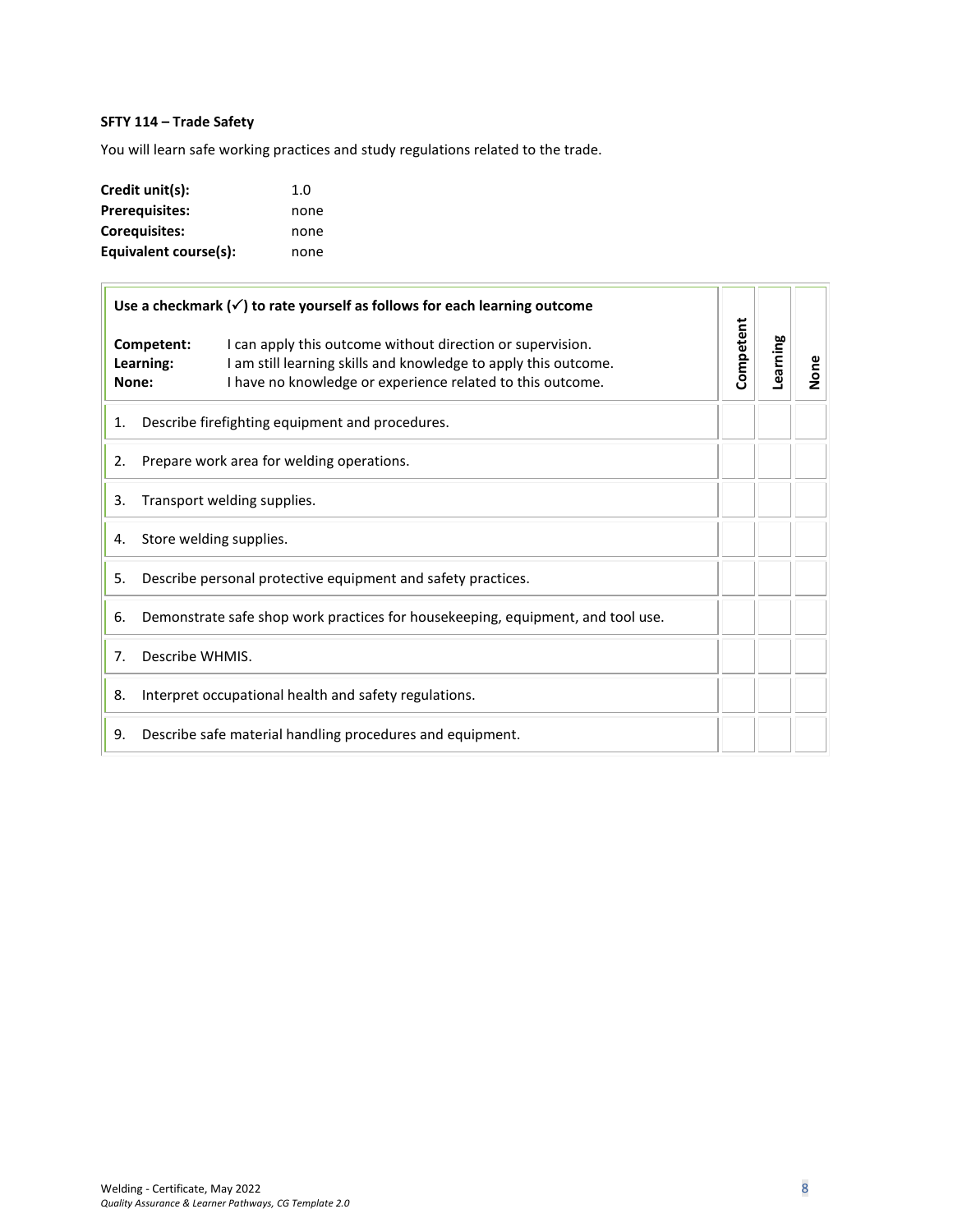**SFTY 114 – Trade Safety**

You will learn safe working practices and study regulations related to the trade.

**Credit unit(s):** 1.0
**Prerequisites:** none
**Corequisites:** none
**Equivalent course(s):** none

| **Use a checkmark (✓) to rate yourself as follows for each learning outcome**<br><br>**Competent:** I can apply this outcome without direction or supervision.<br>**Learning:** I am still learning skills and knowledge to apply this outcome.<br>**None:** I have no knowledge or experience related to this outcome. | **Competent** | **Learning** | **None** |
|---|---|---|---|
| 1. Describe firefighting equipment and procedures. | | | |
| 2. Prepare work area for welding operations. | | | |
| 3. Transport welding supplies. | | | |
| 4. Store welding supplies. | | | |
| 5. Describe personal protective equipment and safety practices. | | | |
| 6. Demonstrate safe shop work practices for housekeeping, equipment, and tool use. | | | |
| 7. Describe WHMIS. | | | |
| 8. Interpret occupational health and safety regulations. | | | |
| 9. Describe safe material handling procedures and equipment. | | | |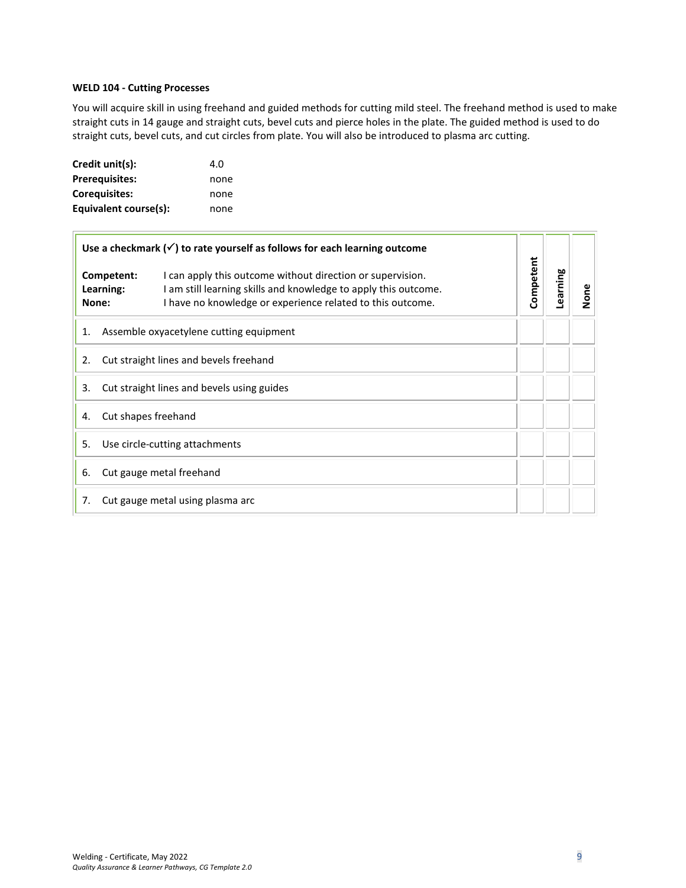**WELD 104 - Cutting Processes**

You will acquire skill in using freehand and guided methods for cutting mild steel. The freehand method is used to make straight cuts in 14 gauge and straight cuts, bevel cuts and pierce holes in the plate. The guided method is used to do straight cuts, bevel cuts, and cut circles from plate. You will also be introduced to plasma arc cutting.

**Credit unit(s):** 4.0
**Prerequisites:** none
**Corequisites:** none
**Equivalent course(s):** none

| **Use a checkmark (✓) to rate yourself as follows for each learning outcome**<br><br>**Competent:** I can apply this outcome without direction or supervision.<br>**Learning:** I am still learning skills and knowledge to apply this outcome.<br>**None:** I have no knowledge or experience related to this outcome. | **Competent** | **Learning** | **None** |
|---|---|---|---|
| 1. Assemble oxyacetylene cutting equipment | | | |
| 2. Cut straight lines and bevels freehand | | | |
| 3. Cut straight lines and bevels using guides | | | |
| 4. Cut shapes freehand | | | |
| 5. Use circle-cutting attachments | | | |
| 6. Cut gauge metal freehand | | | |
| 7. Cut gauge metal using plasma arc | | | |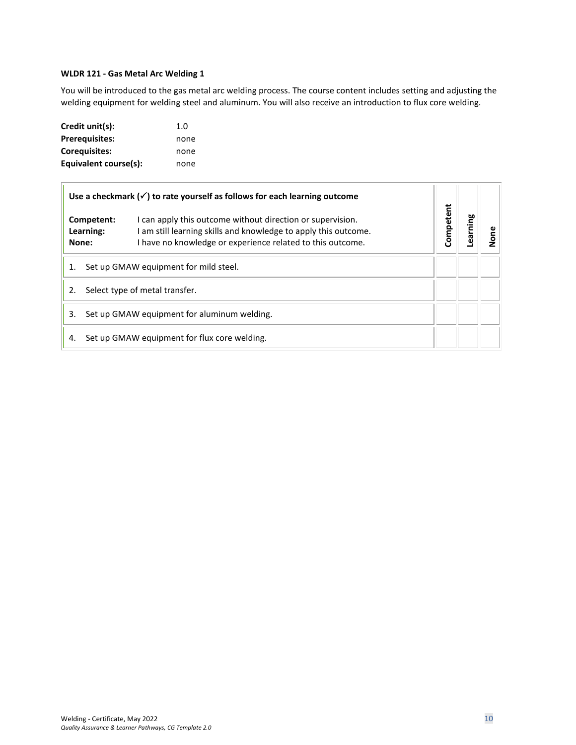**WLDR 121 - Gas Metal Arc Welding 1**

You will be introduced to the gas metal arc welding process. The course content includes setting and adjusting the welding equipment for welding steel and aluminum. You will also receive an introduction to flux core welding.

**Credit unit(s):** 1.0
**Prerequisites:** none
**Corequisites:** none
**Equivalent course(s):** none

| **Use a checkmark (✓) to rate yourself as follows for each learning outcome**<br><br>**Competent:** I can apply this outcome without direction or supervision.<br>**Learning:** I am still learning skills and knowledge to apply this outcome.<br>**None:** I have no knowledge or experience related to this outcome. | **Competent** | **Learning** | **None** |
|---|---|---|---|
| 1. Set up GMAW equipment for mild steel. | | | |
| 2. Select type of metal transfer. | | | |
| 3. Set up GMAW equipment for aluminum welding. | | | |
| 4. Set up GMAW equipment for flux core welding. | | | |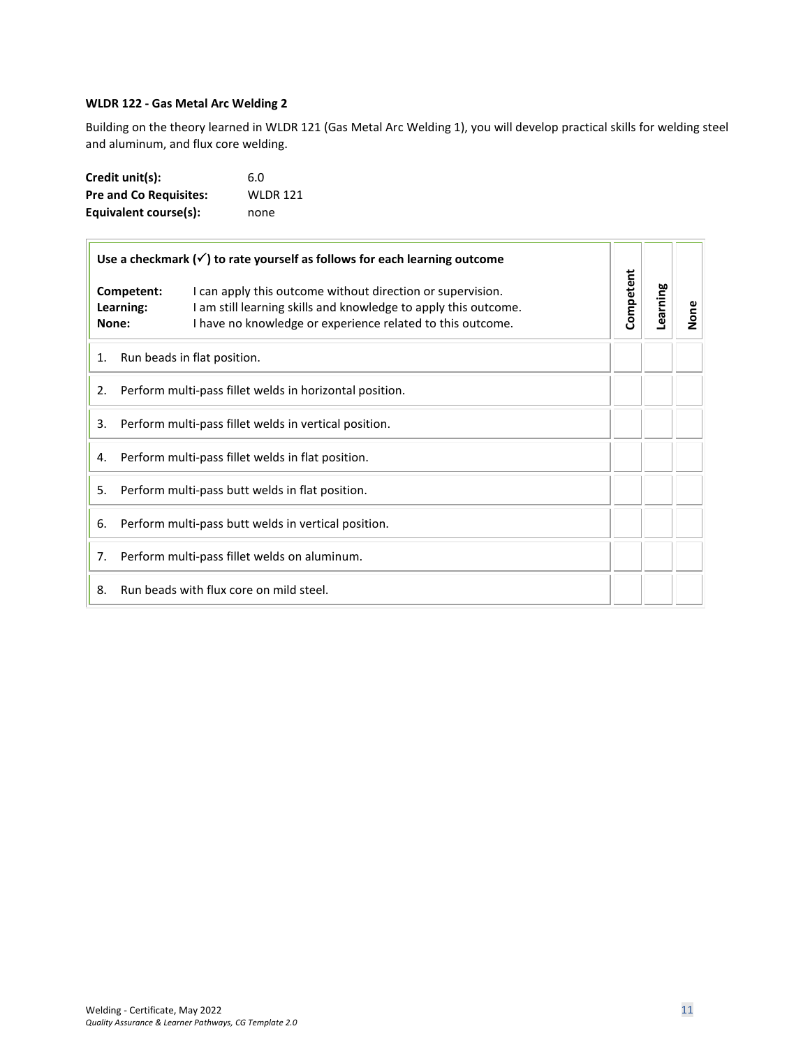**WLDR 122 - Gas Metal Arc Welding 2**

Building on the theory learned in WLDR 121 (Gas Metal Arc Welding 1), you will develop practical skills for welding steel and aluminum, and flux core welding.

**Credit unit(s):** 6.0
**Pre and Co Requisites:** WLDR 121
**Equivalent course(s):** none

| **Use a checkmark (✓) to rate yourself as follows for each learning outcome**<br><br>**Competent:** I can apply this outcome without direction or supervision.<br>**Learning:** I am still learning skills and knowledge to apply this outcome.<br>**None:** I have no knowledge or experience related to this outcome. | Competent | Learning | None |
|---|---|---|---|
| 1. Run beads in flat position. | | | |
| 2. Perform multi-pass fillet welds in horizontal position. | | | |
| 3. Perform multi-pass fillet welds in vertical position. | | | |
| 4. Perform multi-pass fillet welds in flat position. | | | |
| 5. Perform multi-pass butt welds in flat position. | | | |
| 6. Perform multi-pass butt welds in vertical position. | | | |
| 7. Perform multi-pass fillet welds on aluminum. | | | |
| 8. Run beads with flux core on mild steel. | | | |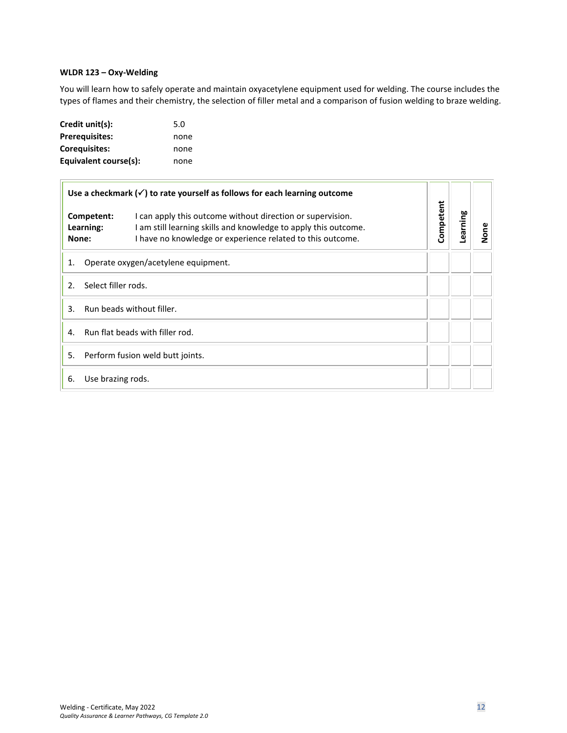**WLDR 123 – Oxy-Welding**

You will learn how to safely operate and maintain oxyacetylene equipment used for welding. The course includes the types of flames and their chemistry, the selection of filler metal and a comparison of fusion welding to braze welding.

**Credit unit(s):** 5.0
**Prerequisites:** none
**Corequisites:** none
**Equivalent course(s):** none

| **Use a checkmark (✓) to rate yourself as follows for each learning outcome**<br><br>**Competent:** I can apply this outcome without direction or supervision.<br>**Learning:** I am still learning skills and knowledge to apply this outcome.<br>**None:** I have no knowledge or experience related to this outcome. | **Competent** | **Learning** | **None** |
|---|---|---|---|
| 1. Operate oxygen/acetylene equipment. | | | |
| 2. Select filler rods. | | | |
| 3. Run beads without filler. | | | |
| 4. Run flat beads with filler rod. | | | |
| 5. Perform fusion weld butt joints. | | | |
| 6. Use brazing rods. | | | |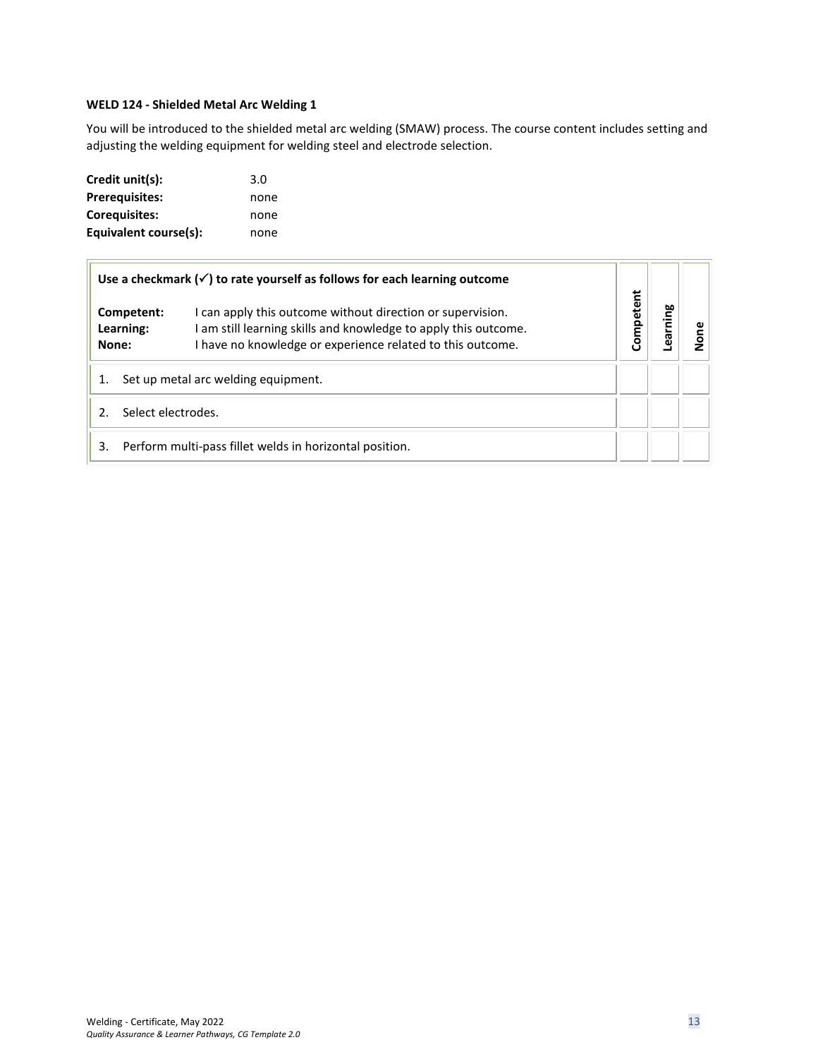**WELD 124 - Shielded Metal Arc Welding 1**

You will be introduced to the shielded metal arc welding (SMAW) process. The course content includes setting and adjusting the welding equipment for welding steel and electrode selection.

| | |
|---|---|
| **Credit unit(s):** | 3.0 |
| **Prerequisites:** | none |
| **Corequisites:** | none |
| **Equivalent course(s):** | none |

| **Use a checkmark (✓) to rate yourself as follows for each learning outcome**<br><br>**Competent:** I can apply this outcome without direction or supervision.<br>**Learning:** I am still learning skills and knowledge to apply this outcome.<br>**None:** I have no knowledge or experience related to this outcome. | **Competent** | **Learning** | **None** |
|---|---|---|---|
| 1. Set up metal arc welding equipment. | | | |
| 2. Select electrodes. | | | |
| 3. Perform multi-pass fillet welds in horizontal position. | | | |

Welding - Certificate, May 2022
*Quality Assurance & Learner Pathways, CG Template 2.0*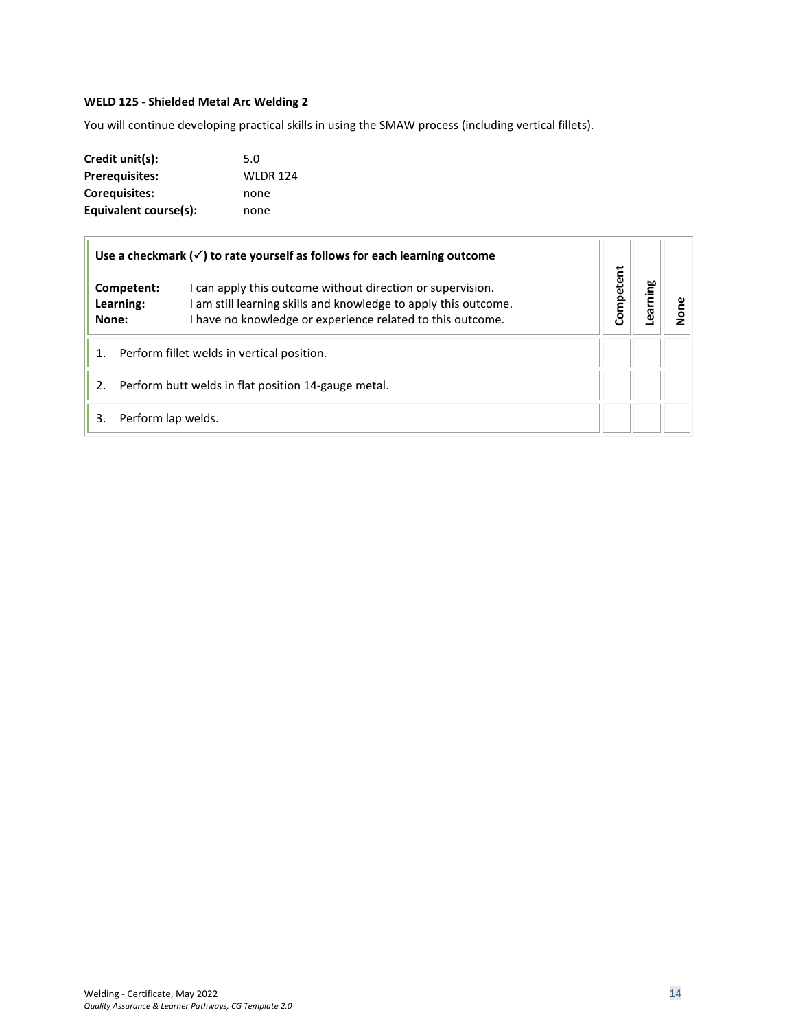**WELD 125 - Shielded Metal Arc Welding 2**

You will continue developing practical skills in using the SMAW process (including vertical fillets).

| | |
|---|---|
| **Credit unit(s):** | 5.0 |
| **Prerequisites:** | WLDR 124 |
| **Corequisites:** | none |
| **Equivalent course(s):** | none |

| **Use a checkmark (✓) to rate yourself as follows for each learning outcome**<br><br>**Competent:** I can apply this outcome without direction or supervision.<br>**Learning:** I am still learning skills and knowledge to apply this outcome.<br>**None:** I have no knowledge or experience related to this outcome. | **Competent** | **Learning** | **None** |
|---|---|---|---|
| 1. Perform fillet welds in vertical position. | | | |
| 2. Perform butt welds in flat position 14-gauge metal. | | | |
| 3. Perform lap welds. | | | |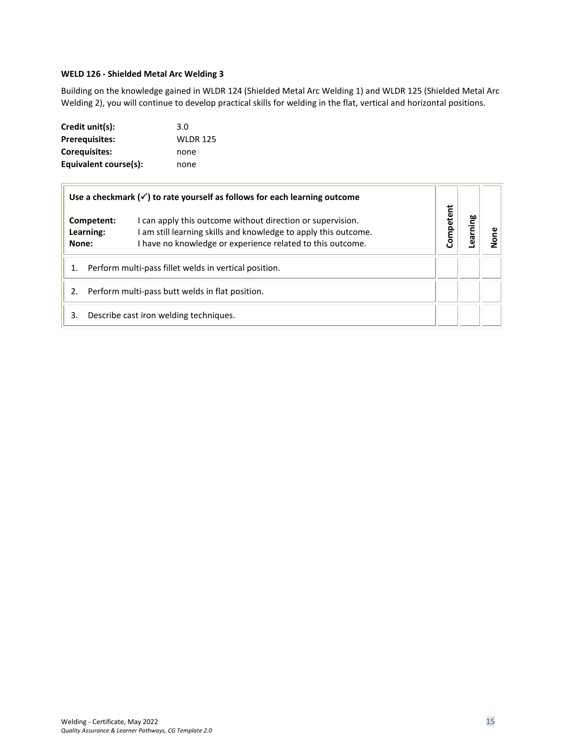**WELD 126 - Shielded Metal Arc Welding 3**

Building on the knowledge gained in WLDR 124 (Shielded Metal Arc Welding 1) and WLDR 125 (Shielded Metal Arc Welding 2), you will continue to develop practical skills for welding in the flat, vertical and horizontal positions.

| | |
|---|---|
| **Credit unit(s):** | 3.0 |
| **Prerequisites:** | WLDR 125 |
| **Corequisites:** | none |
| **Equivalent course(s):** | none |

| **Use a checkmark (✓) to rate yourself as follows for each learning outcome**<br>**Competent:** I can apply this outcome without direction or supervision.<br>**Learning:** I am still learning skills and knowledge to apply this outcome.<br>**None:** I have no knowledge or experience related to this outcome. | **Competent** | **Learning** | **None** |
|---|---|---|---|
| 1. Perform multi-pass fillet welds in vertical position. | | | |
| 2. Perform multi-pass butt welds in flat position. | | | |
| 3. Describe cast iron welding techniques. | | | |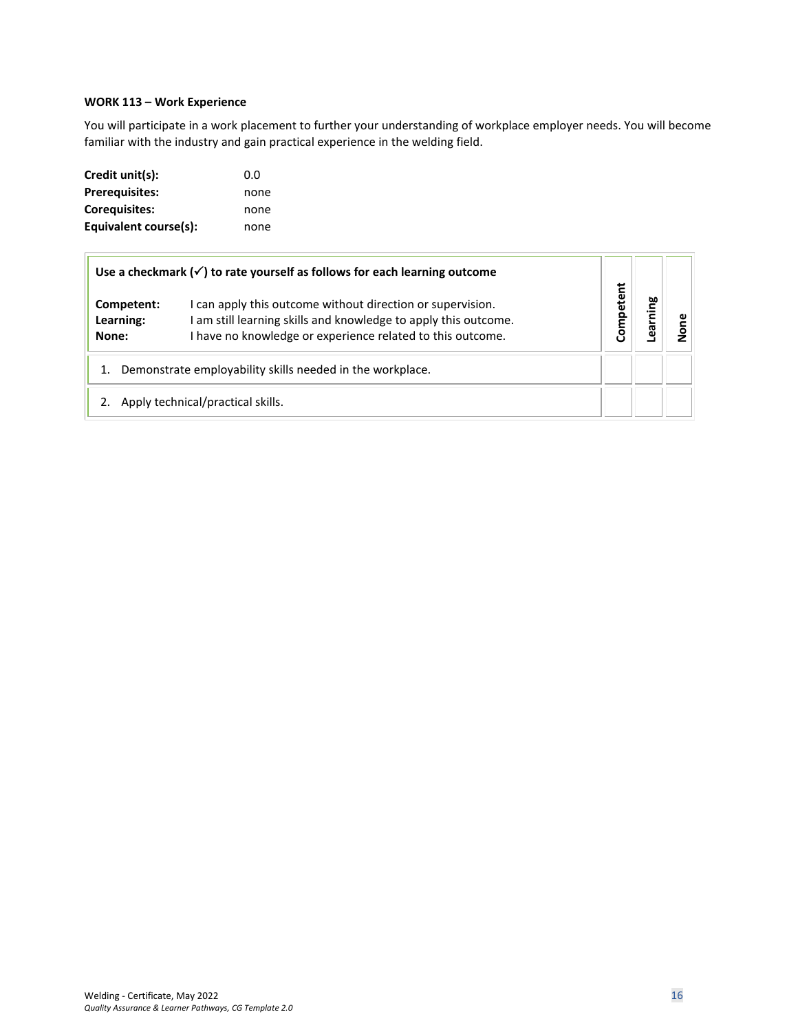**WORK 113 – Work Experience**

You will participate in a work placement to further your understanding of workplace employer needs. You will become familiar with the industry and gain practical experience in the welding field.

| | |
|---|---|
| **Credit unit(s):** | 0.0 |
| **Prerequisites:** | none |
| **Corequisites:** | none |
| **Equivalent course(s):** | none |

| **Use a checkmark (✓) to rate yourself as follows for each learning outcome**<br><br>**Competent:** I can apply this outcome without direction or supervision.<br>**Learning:** I am still learning skills and knowledge to apply this outcome.<br>**None:** I have no knowledge or experience related to this outcome. | **Competent** | **Learning** | **None** |
|---|---|---|---|
| 1. Demonstrate employability skills needed in the workplace. | | | |
| 2. Apply technical/practical skills. | | | |